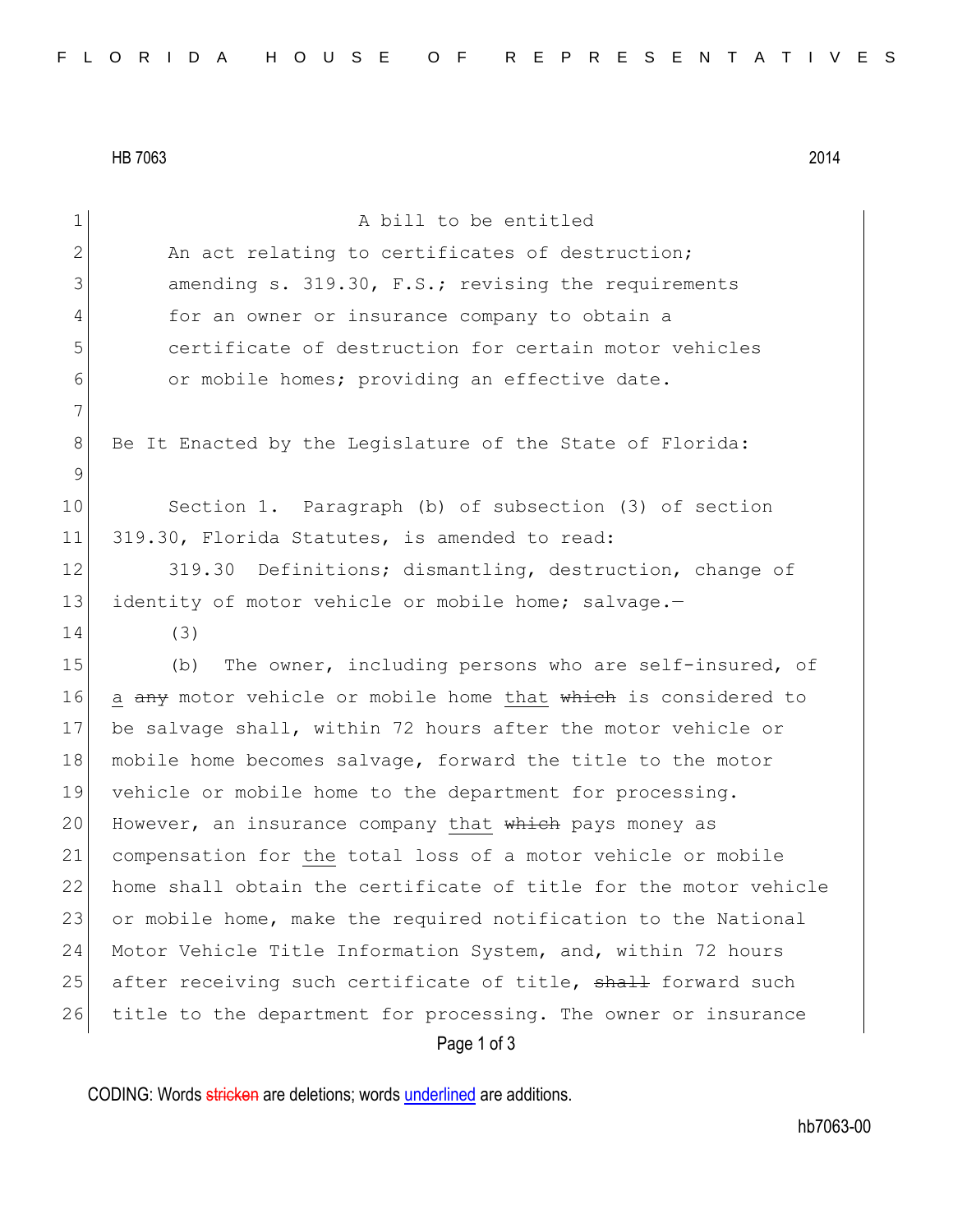HB 7063 2014

A bill to be entitled

An act relating to certificates of destruction; amending s. 319.30, F.S.; revising the requirements for an owner or insurance company to obtain a certificate of destruction for certain motor vehicles or mobile homes; providing an effective date.

Be It Enacted by the Legislature of the State of Florida:

Section 1. Paragraph (b) of subsection (3) of section 319.30, Florida Statutes, is amended to read:

319.30 Definitions; dismantling, destruction, change of identity of motor vehicle or mobile home; salvage.—

(3)

(b) The owner, including persons who are self-insured, of <u>a</u> ~~any~~ motor vehicle or mobile home <u>that</u> ~~which~~ is considered to be salvage shall, within 72 hours after the motor vehicle or mobile home becomes salvage, forward the title to the motor vehicle or mobile home to the department for processing. However, an insurance company <u>that</u> ~~which~~ pays money as compensation for <u>the</u> total loss of a motor vehicle or mobile home shall obtain the certificate of title for the motor vehicle or mobile home, make the required notification to the National Motor Vehicle Title Information System, and, within 72 hours after receiving such certificate of title, ~~shall~~ forward such title to the department for processing. The owner or insurance

CODING: Words ~~stricken~~ are deletions; words <u>underlined</u> are additions.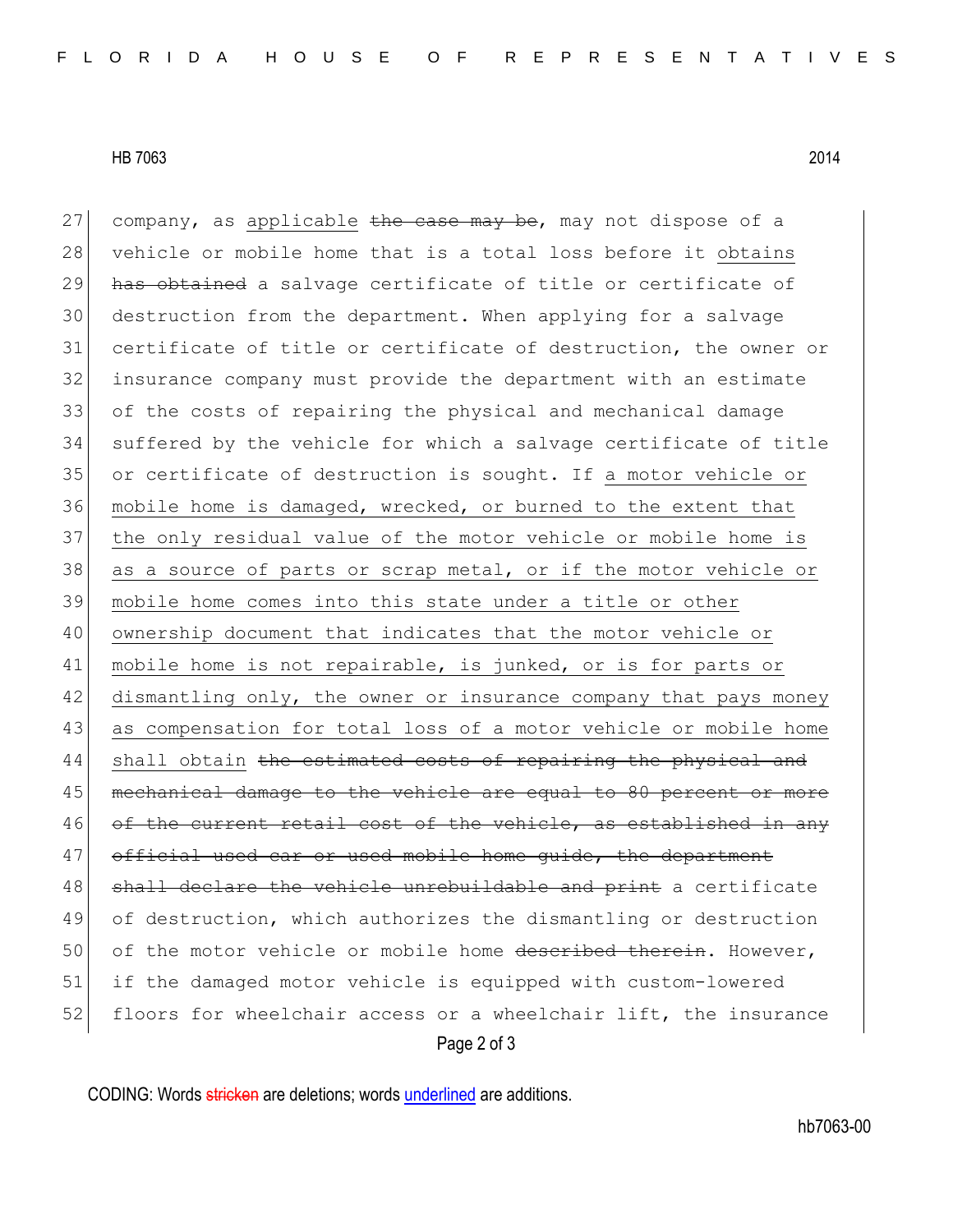company, as <u>applicable</u> ~~the case may be~~, may not dispose of a vehicle or mobile home that is a total loss before it <u>obtains</u> ~~has obtained~~ a salvage certificate of title or certificate of destruction from the department. When applying for a salvage certificate of title or certificate of destruction, the owner or insurance company must provide the department with an estimate of the costs of repairing the physical and mechanical damage suffered by the vehicle for which a salvage certificate of title or certificate of destruction is sought. If <u>a motor vehicle or mobile home is damaged, wrecked, or burned to the extent that the only residual value of the motor vehicle or mobile home is as a source of parts or scrap metal, or if the motor vehicle or mobile home comes into this state under a title or other ownership document that indicates that the motor vehicle or mobile home is not repairable, is junked, or is for parts or dismantling only, the owner or insurance company that pays money as compensation for total loss of a motor vehicle or mobile home shall obtain</u> ~~the estimated costs of repairing the physical and mechanical damage to the vehicle are equal to 80 percent or more of the current retail cost of the vehicle, as established in any official used car or used mobile home guide, the department shall declare the vehicle unrebuildable and print~~ a certificate of destruction, which authorizes the dismantling or destruction of the motor vehicle or mobile home ~~described therein~~. However, if the damaged motor vehicle is equipped with custom-lowered floors for wheelchair access or a wheelchair lift, the insurance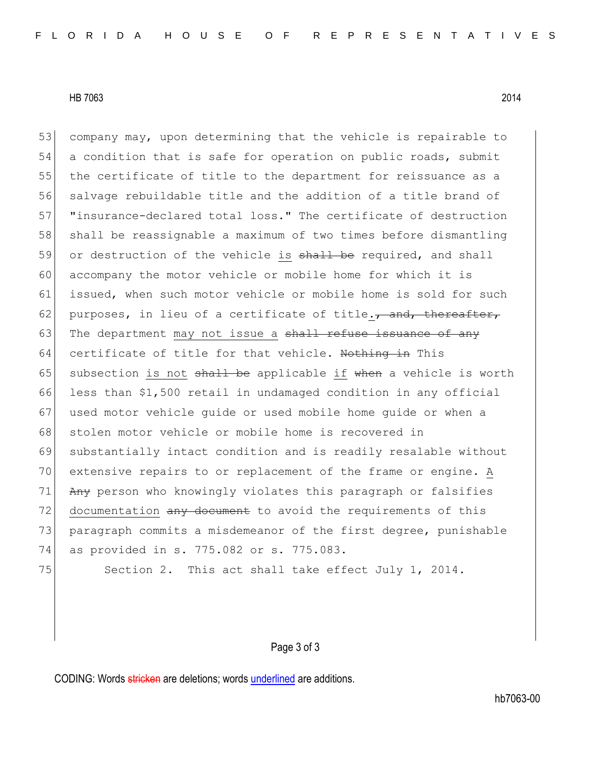53 company may, upon determining that the vehicle is repairable to
54 a condition that is safe for operation on public roads, submit
55 the certificate of title to the department for reissuance as a
56 salvage rebuildable title and the addition of a title brand of
57 "insurance-declared total loss." The certificate of destruction
58 shall be reassignable a maximum of two times before dismantling
59 or destruction of the vehicle <u>is</u> ~~shall be~~ required, and shall
60 accompany the motor vehicle or mobile home for which it is
61 issued, when such motor vehicle or mobile home is sold for such
62 purposes, in lieu of a certificate of title<u>.</u>~~, and, thereafter,~~
63 <u>The</u> department <u>may not issue a</u> ~~shall refuse issuance of any~~
64 certificate of title for that vehicle. ~~Nothing in~~ <u>This</u>
65 subsection <u>is not</u> ~~shall be~~ applicable <u>if</u> ~~when~~ a vehicle is worth
66 less than $1,500 retail in undamaged condition in any official
67 used motor vehicle guide or used mobile home guide or when a
68 stolen motor vehicle or mobile home is recovered in
69 substantially intact condition and is readily resalable without
70 extensive repairs to or replacement of the frame or engine. <u>A</u>
71 ~~Any~~ person who knowingly violates this paragraph or falsifies
72 <u>documentation</u> ~~any document~~ to avoid the requirements of this
73 paragraph commits a misdemeanor of the first degree, punishable
74 as provided in s. 775.082 or s. 775.083.
75 Section 2. This act shall take effect July 1, 2014.